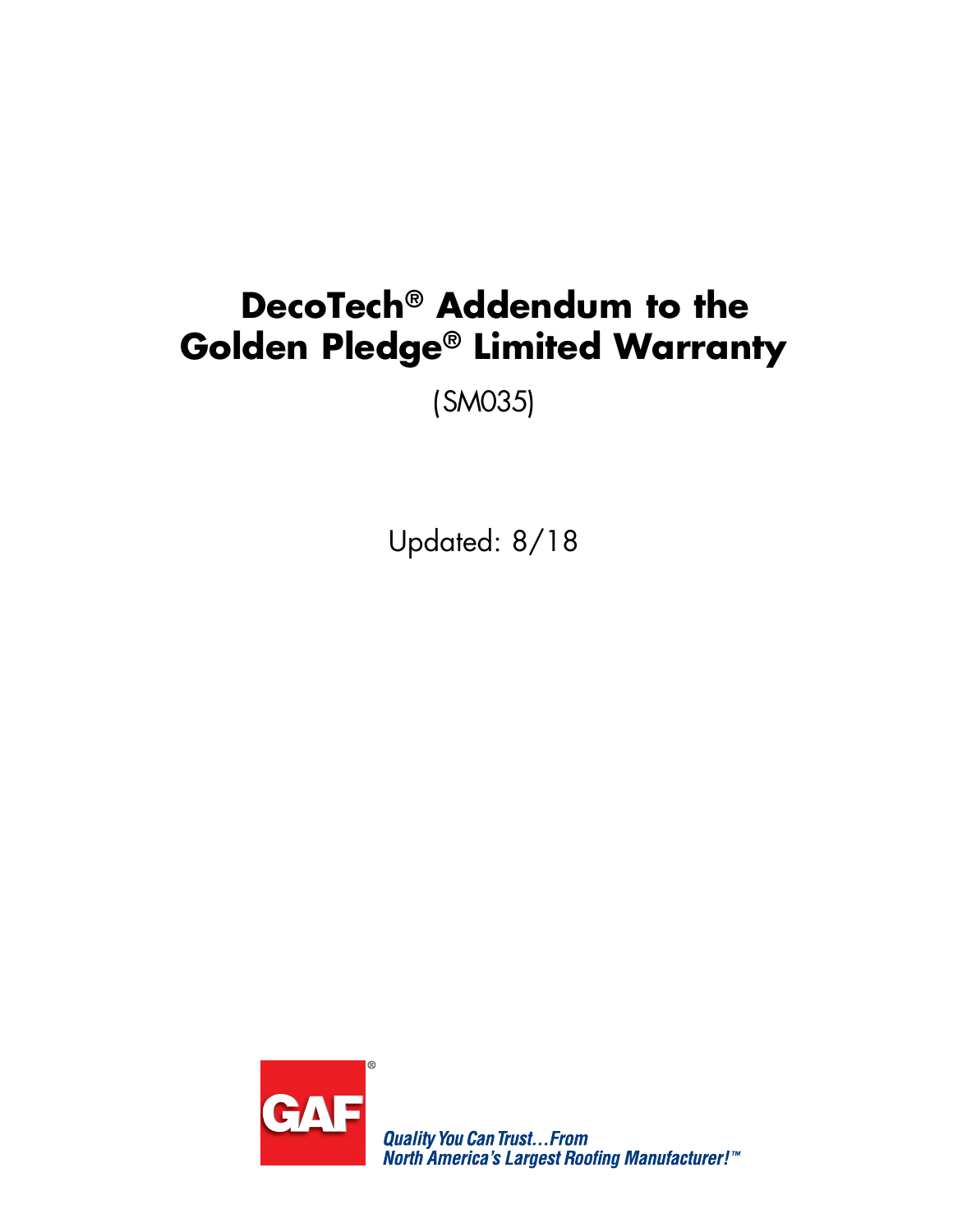# DecoTech® Addendum to the Golden Pledge® Limited Warranty

(SM035)

Updated: 8/18

GAF®

*Quality You Can Trust…From North America's Largest Roofing Manufacturer!™*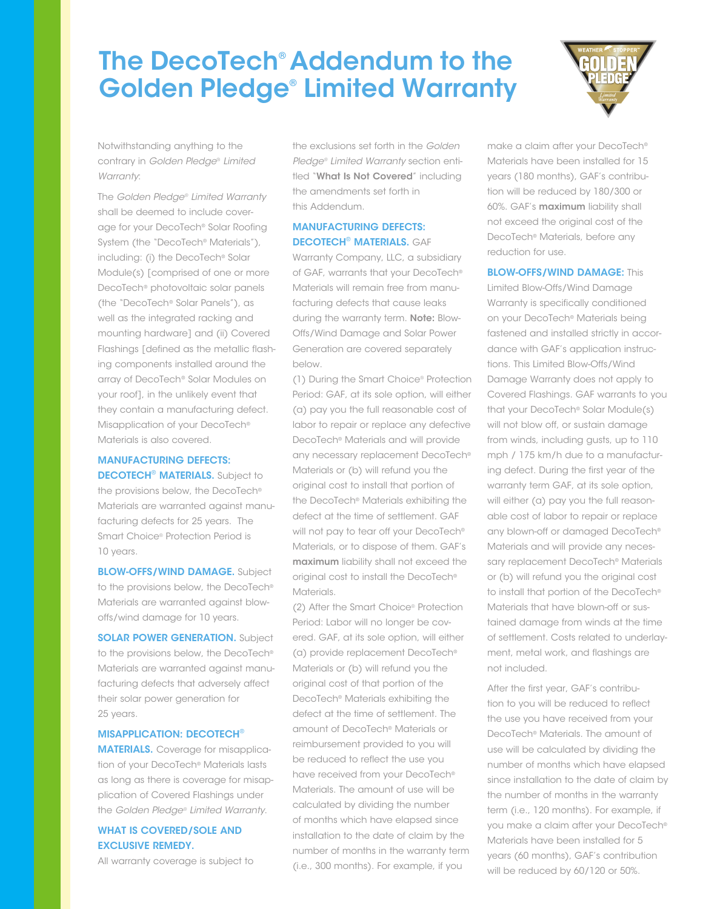# The DecoTech® Addendum to the Golden Pledge® Limited Warranty

Notwithstanding anything to the contrary in *Golden Pledge® Limited Warranty*:

The *Golden Pledge® Limited Warranty* shall be deemed to include coverage for your DecoTech® Solar Roofing System (the "DecoTech® Materials"), including: (i) the DecoTech® Solar Module(s) [comprised of one or more DecoTech® photovoltaic solar panels (the "DecoTech® Solar Panels"), as well as the integrated racking and mounting hardware] and (ii) Covered Flashings [defined as the metallic flashing components installed around the array of DecoTech® Solar Modules on your roof], in the unlikely event that they contain a manufacturing defect. Misapplication of your DecoTech® Materials is also covered.

**MANUFACTURING DEFECTS: DECOTECH® MATERIALS.** Subject to the provisions below, the DecoTech® Materials are warranted against manufacturing defects for 25 years. The Smart Choice® Protection Period is 10 years.

**BLOW-OFFS/WIND DAMAGE.** Subject to the provisions below, the DecoTech® Materials are warranted against blow-offs/wind damage for 10 years.

**SOLAR POWER GENERATION.** Subject to the provisions below, the DecoTech® Materials are warranted against manufacturing defects that adversely affect their solar power generation for 25 years.

**MISAPPLICATION: DECOTECH® MATERIALS.** Coverage for misapplication of your DecoTech® Materials lasts as long as there is coverage for misapplication of Covered Flashings under the *Golden Pledge® Limited Warranty*.

**WHAT IS COVERED/SOLE AND EXCLUSIVE REMEDY.**

All warranty coverage is subject to the exclusions set forth in the *Golden Pledge® Limited Warranty* section entitled "**What Is Not Covered**" including the amendments set forth in this Addendum.

**MANUFACTURING DEFECTS: DECOTECH® MATERIALS.** GAF Warranty Company, LLC, a subsidiary of GAF, warrants that your DecoTech® Materials will remain free from manufacturing defects that cause leaks during the warranty term. **Note:** Blow-Offs/Wind Damage and Solar Power Generation are covered separately below.

(1) During the Smart Choice® Protection Period: GAF, at its sole option, will either (a) pay you the full reasonable cost of labor to repair or replace any defective DecoTech® Materials and will provide any necessary replacement DecoTech® Materials or (b) will refund you the original cost to install that portion of the DecoTech® Materials exhibiting the defect at the time of settlement. GAF will not pay to tear off your DecoTech® Materials, or to dispose of them. GAF's **maximum** liability shall not exceed the original cost to install the DecoTech® Materials.

(2) After the Smart Choice® Protection Period: Labor will no longer be covered. GAF, at its sole option, will either (a) provide replacement DecoTech® Materials or (b) will refund you the original cost of that portion of the DecoTech® Materials exhibiting the defect at the time of settlement. The amount of DecoTech® Materials or reimbursement provided to you will be reduced to reflect the use you have received from your DecoTech® Materials. The amount of use will be calculated by dividing the number of months which have elapsed since installation to the date of claim by the number of months in the warranty term (i.e., 300 months). For example, if you make a claim after your DecoTech® Materials have been installed for 15 years (180 months), GAF's contribution will be reduced by 180/300 or 60%. GAF's **maximum** liability shall not exceed the original cost of the DecoTech® Materials, before any reduction for use.

**BLOW-OFFS/WIND DAMAGE:** This Limited Blow-Offs/Wind Damage Warranty is specifically conditioned on your DecoTech® Materials being fastened and installed strictly in accordance with GAF's application instructions. This Limited Blow-Offs/Wind Damage Warranty does not apply to Covered Flashings. GAF warrants to you that your DecoTech® Solar Module(s) will not blow off, or sustain damage from winds, including gusts, up to 110 mph / 175 km/h due to a manufacturing defect. During the first year of the warranty term GAF, at its sole option, will either (a) pay you the full reasonable cost of labor to repair or replace any blown-off or damaged DecoTech® Materials and will provide any necessary replacement DecoTech® Materials or (b) will refund you the original cost to install that portion of the DecoTech® Materials that have blown-off or sustained damage from winds at the time of settlement. Costs related to underlayment, metal work, and flashings are not included.

After the first year, GAF's contribution to you will be reduced to reflect the use you have received from your DecoTech® Materials. The amount of use will be calculated by dividing the number of months which have elapsed since installation to the date of claim by the number of months in the warranty term (i.e., 120 months). For example, if you make a claim after your DecoTech® Materials have been installed for 5 years (60 months), GAF's contribution will be reduced by 60/120 or 50%.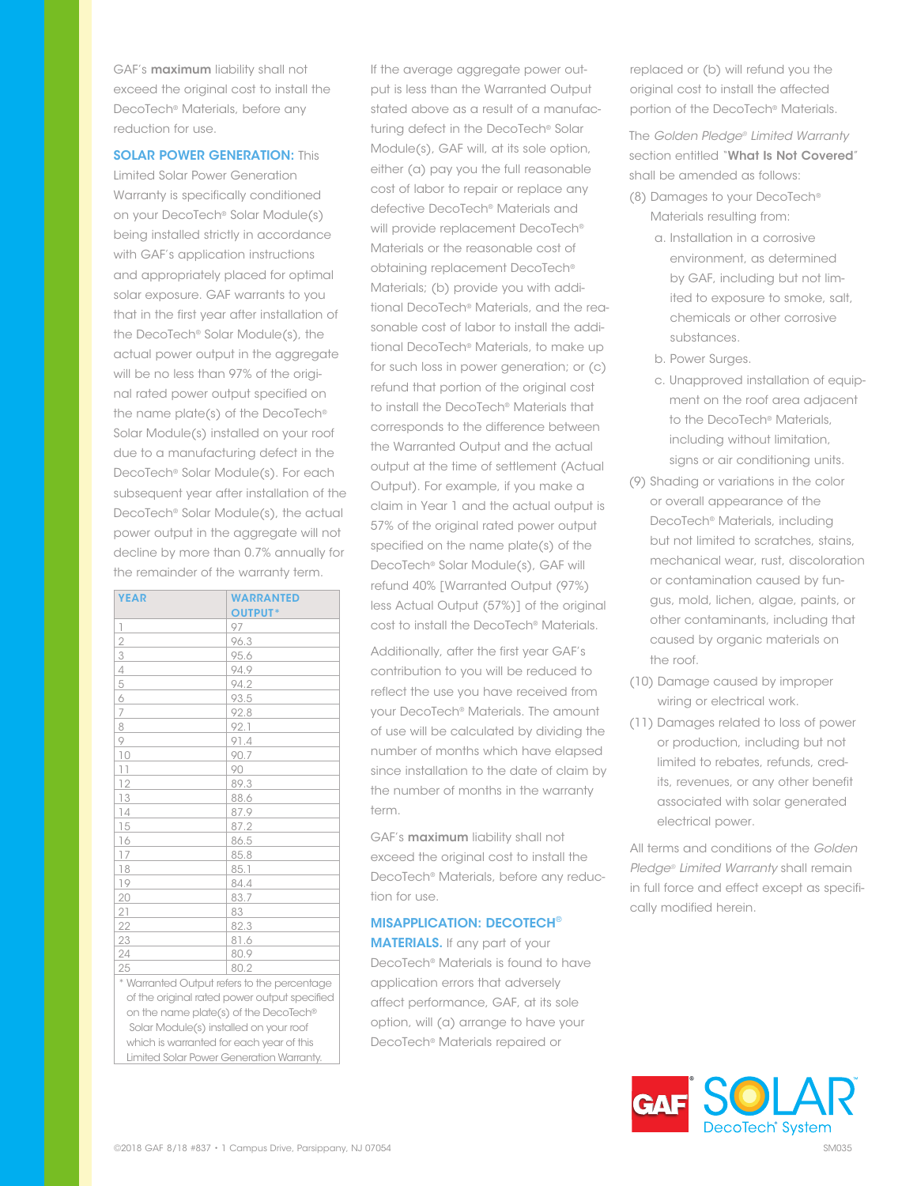GAF's **maximum** liability shall not exceed the original cost to install the DecoTech® Materials, before any reduction for use.

**SOLAR POWER GENERATION:** This Limited Solar Power Generation Warranty is specifically conditioned on your DecoTech® Solar Module(s) being installed strictly in accordance with GAF's application instructions and appropriately placed for optimal solar exposure. GAF warrants to you that in the first year after installation of the DecoTech® Solar Module(s), the actual power output in the aggregate will be no less than 97% of the original rated power output specified on the name plate(s) of the DecoTech® Solar Module(s) installed on your roof due to a manufacturing defect in the DecoTech® Solar Module(s). For each subsequent year after installation of the DecoTech® Solar Module(s), the actual power output in the aggregate will not decline by more than 0.7% annually for the remainder of the warranty term.

| YEAR | WARRANTED OUTPUT* |
|---|---|
| 1 | 97 |
| 2 | 96.3 |
| 3 | 95.6 |
| 4 | 94.9 |
| 5 | 94.2 |
| 6 | 93.5 |
| 7 | 92.8 |
| 8 | 92.1 |
| 9 | 91.4 |
| 10 | 90.7 |
| 11 | 90 |
| 12 | 89.3 |
| 13 | 88.6 |
| 14 | 87.9 |
| 15 | 87.2 |
| 16 | 86.5 |
| 17 | 85.8 |
| 18 | 85.1 |
| 19 | 84.4 |
| 20 | 83.7 |
| 21 | 83 |
| 22 | 82.3 |
| 23 | 81.6 |
| 24 | 80.9 |
| 25 | 80.2 |

\* Warranted Output refers to the percentage of the original rated power output specified on the name plate(s) of the DecoTech® Solar Module(s) installed on your roof of this which is warranted for each year of this Limited Solar Power Generation Warranty.

If the average aggregate power output is less than the Warranted Output stated above as a result of a manufacturing defect in the DecoTech® Solar Module(s), GAF will, at its sole option, either (a) pay you the full reasonable cost of labor to repair or replace any defective DecoTech® Materials and will provide replacement DecoTech® Materials or the reasonable cost of obtaining replacement DecoTech® Materials; (b) provide you with additional DecoTech® Materials, and the reasonable cost of labor to install the additional DecoTech® Materials, to make up for such loss in power generation; or (c) refund that portion of the original cost to install the DecoTech® Materials that corresponds to the difference between the Warranted Output and the actual output at the time of settlement (Actual Output). For example, if you make a claim in Year 1 and the actual output is 57% of the original rated power output specified on the name plate(s) of the DecoTech® Solar Module(s), GAF will refund 40% [Warranted Output (97%) less Actual Output (57%)] of the original cost to install the DecoTech® Materials.

Additionally, after the first year GAF's contribution to you will be reduced to reflect the use you have received from your DecoTech® Materials. The amount of use will be calculated by dividing the number of months which have elapsed since installation to the date of claim by the number of months in the warranty term.

GAF's **maximum** liability shall not exceed the original cost to install the DecoTech® Materials, before any reduction for use.

**MISAPPLICATION: DECOTECH® MATERIALS.** If any part of your DecoTech® Materials is found to have application errors that adversely affect performance, GAF, at its sole option, will (a) arrange to have your DecoTech® Materials repaired or replaced or (b) will refund you the original cost to install the affected portion of the DecoTech® Materials.

The *Golden Pledge® Limited Warranty* section entitled "**What Is Not Covered**" shall be amended as follows:

(8) Damages to your DecoTech® Materials resulting from:
  a. Installation in a corrosive environment, as determined by GAF, including but not limited to exposure to smoke, salt, chemicals or other corrosive substances.
  b. Power Surges.
  c. Unapproved installation of equipment on the roof area adjacent to the DecoTech® Materials, including without limitation, signs or air conditioning units.

(9) Shading or variations in the color or overall appearance of the DecoTech® Materials, including but not limited to scratches, stains, mechanical wear, rust, discoloration or contamination caused by fungus, mold, lichen, algae, paints, or other contaminants, including that caused by organic materials on the roof.

(10) Damage caused by improper wiring or electrical work.

(11) Damages related to loss of power or production, including but not limited to rebates, refunds, credits, revenues, or any other benefit associated with solar generated electrical power.

All terms and conditions of the *Golden Pledge® Limited Warranty* shall remain in full force and effect except as specifically modified herein.

GAF SOLAR DecoTech® System

©2018 GAF 8/18 #837 • 1 Campus Drive, Parsippany, NJ 07054

SM035